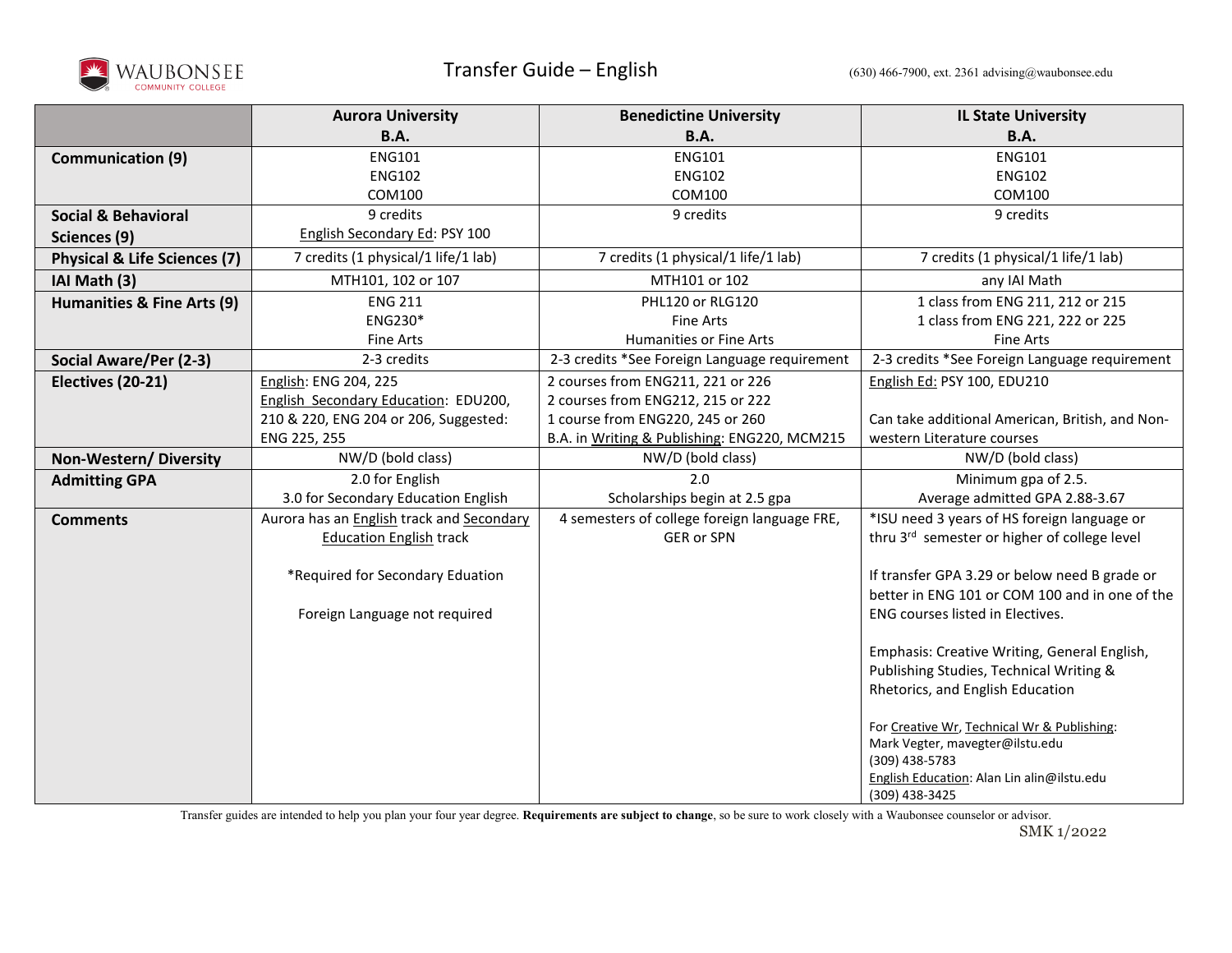# Transfer Guide – English

WAUBONSEE COMMUNITY COLLEGE

(630) 466-7900, ext. 2361 advising@waubonsee.edu

| | Aurora University B.A. | Benedictine University B.A. | IL State University B.A. |
|---|---|---|---|
| **Communication (9)** | ENG101<br>ENG102<br>COM100 | ENG101<br>ENG102<br>COM100 | ENG101<br>ENG102<br>COM100 |
| **Social & Behavioral Sciences (9)** | 9 credits<br>English Secondary Ed: PSY 100 | 9 credits | 9 credits |
| **Physical & Life Sciences (7)** | 7 credits (1 physical/1 life/1 lab) | 7 credits (1 physical/1 life/1 lab) | 7 credits (1 physical/1 life/1 lab) |
| **IAI Math (3)** | MTH101, 102 or 107 | MTH101 or 102 | any IAI Math |
| **Humanities & Fine Arts (9)** | ENG 211<br>ENG230*<br>Fine Arts | PHL120 or RLG120<br>Fine Arts<br>Humanities or Fine Arts | 1 class from ENG 211, 212 or 215<br>1 class from ENG 221, 222 or 225<br>Fine Arts |
| **Social Aware/Per (2-3)** | 2-3 credits | 2-3 credits *See Foreign Language requirement | 2-3 credits *See Foreign Language requirement |
| **Electives (20-21)** | English: ENG 204, 225<br>English Secondary Education: EDU200, 210 & 220, ENG 204 or 206, Suggested: ENG 225, 255 | 2 courses from ENG211, 221 or 226<br>2 courses from ENG212, 215 or 222<br>1 course from ENG220, 245 or 260<br>B.A. in Writing & Publishing: ENG220, MCM215 | English Ed: PSY 100, EDU210<br><br>Can take additional American, British, and Non-western Literature courses |
| **Non-Western/ Diversity** | NW/D (bold class) | NW/D (bold class) | NW/D (bold class) |
| **Admitting GPA** | 2.0 for English<br>3.0 for Secondary Education English | 2.0<br>Scholarships begin at 2.5 gpa | Minimum gpa of 2.5.<br>Average admitted GPA 2.88-3.67 |
| **Comments** | Aurora has an English track and Secondary Education English track<br><br>*Required for Secondary Eduation<br><br>Foreign Language not required | 4 semesters of college foreign language FRE, GER or SPN | *ISU need 3 years of HS foreign language or thru 3rd semester or higher of college level<br><br>If transfer GPA 3.29 or below need B grade or better in ENG 101 or COM 100 and in one of the ENG courses listed in Electives.<br><br>Emphasis: Creative Writing, General English, Publishing Studies, Technical Writing & Rhetorics, and English Education<br><br>For Creative Wr, Technical Wr & Publishing: Mark Vegter, mavegter@ilstu.edu (309) 438-5783<br>English Education: Alan Lin alin@ilstu.edu (309) 438-3425 |

Transfer guides are intended to help you plan your four year degree. **Requirements are subject to change**, so be sure to work closely with a Waubonsee counselor or advisor.

SMK 1/2022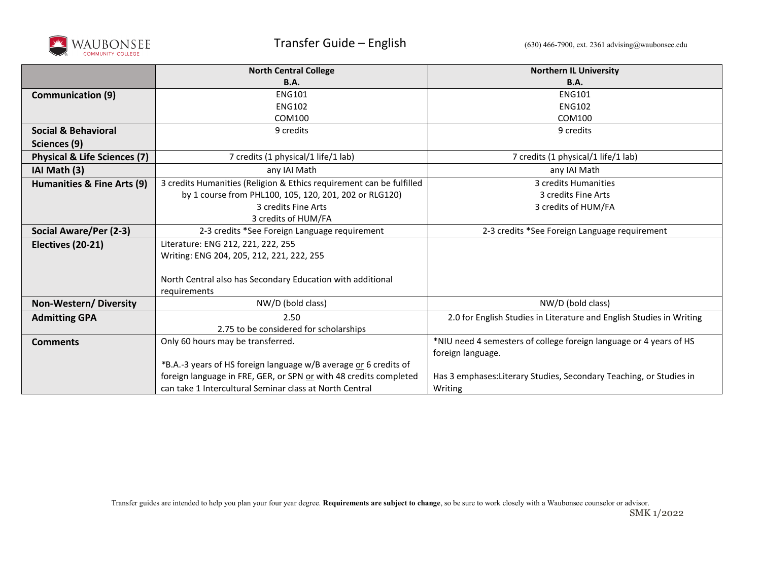# Transfer Guide – English

(630) 466-7900, ext. 2361 advising@waubonsee.edu

| | North Central College<br>B.A. | Northern IL University<br>B.A. |
|---|---|---|
| **Communication (9)** | ENG101<br>ENG102<br>COM100 | ENG101<br>ENG102<br>COM100 |
| **Social & Behavioral Sciences (9)** | 9 credits | 9 credits |
| **Physical & Life Sciences (7)** | 7 credits (1 physical/1 life/1 lab) | 7 credits (1 physical/1 life/1 lab) |
| **IAI Math (3)** | any IAI Math | any IAI Math |
| **Humanities & Fine Arts (9)** | 3 credits Humanities (Religion & Ethics requirement can be fulfilled by 1 course from PHL100, 105, 120, 201, 202 or RLG120)<br>3 credits Fine Arts<br>3 credits of HUM/FA | 3 credits Humanities<br>3 credits Fine Arts<br>3 credits of HUM/FA |
| **Social Aware/Per (2-3)** | 2-3 credits *See Foreign Language requirement | 2-3 credits *See Foreign Language requirement |
| **Electives (20-21)** | Literature: ENG 212, 221, 222, 255<br>Writing: ENG 204, 205, 212, 221, 222, 255<br><br>North Central also has Secondary Education with additional requirements | |
| **Non-Western/ Diversity** | NW/D (bold class) | NW/D (bold class) |
| **Admitting GPA** | 2.50<br>2.75 to be considered for scholarships | 2.0 for English Studies in Literature and English Studies in Writing |
| **Comments** | Only 60 hours may be transferred.<br><br>*B.A.-3 years of HS foreign language w/B average <u>or</u> 6 credits of foreign language in FRE, GER, or SPN <u>or</u> with 48 credits completed can take 1 Intercultural Seminar class at North Central | *NIU need 4 semesters of college foreign language or 4 years of HS foreign language.<br><br>Has 3 emphases:Literary Studies, Secondary Teaching, or Studies in Writing |

Transfer guides are intended to help you plan your four year degree. **Requirements are subject to change**, so be sure to work closely with a Waubonsee counselor or advisor.

SMK 1/2022